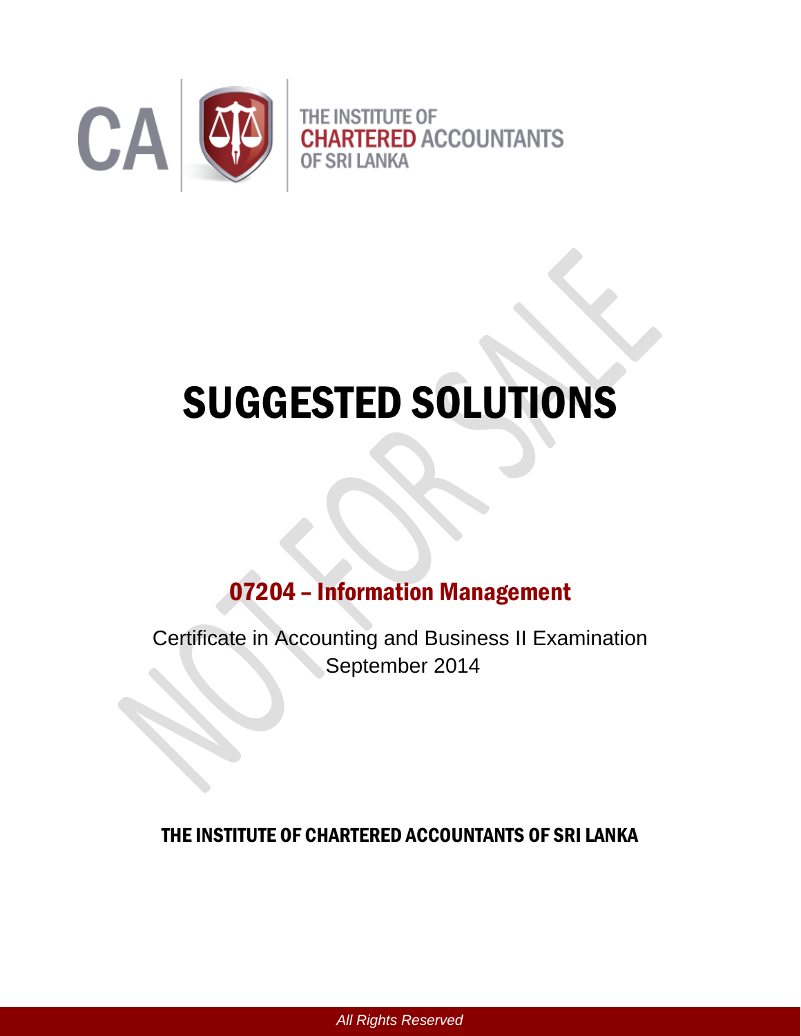THE INSTITUTE OF CHARTERED ACCOUNTANTS OF SRI LANKA

# SUGGESTED SOLUTIONS

## 07204 – Information Management

Certificate in Accounting and Business II Examination
September 2014

**THE INSTITUTE OF CHARTERED ACCOUNTANTS OF SRI LANKA**

*All Rights Reserved*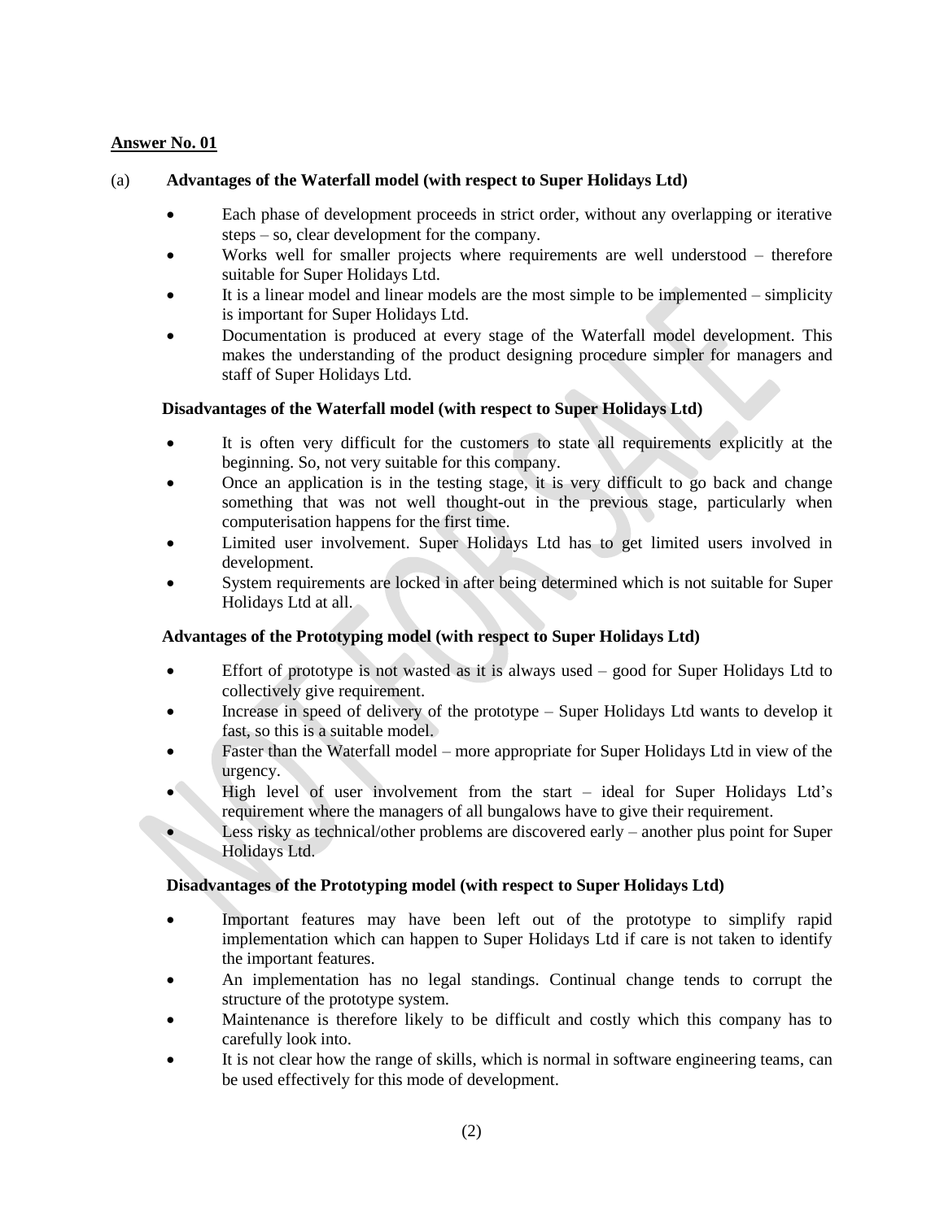**Answer No. 01**

(a) **Advantages of the Waterfall model (with respect to Super Holidays Ltd)**

- Each phase of development proceeds in strict order, without any overlapping or iterative steps – so, clear development for the company.
- Works well for smaller projects where requirements are well understood – therefore suitable for Super Holidays Ltd.
- It is a linear model and linear models are the most simple to be implemented – simplicity is important for Super Holidays Ltd.
- Documentation is produced at every stage of the Waterfall model development. This makes the understanding of the product designing procedure simpler for managers and staff of Super Holidays Ltd.

**Disadvantages of the Waterfall model (with respect to Super Holidays Ltd)**

- It is often very difficult for the customers to state all requirements explicitly at the beginning. So, not very suitable for this company.
- Once an application is in the testing stage, it is very difficult to go back and change something that was not well thought-out in the previous stage, particularly when computerisation happens for the first time.
- Limited user involvement. Super Holidays Ltd has to get limited users involved in development.
- System requirements are locked in after being determined which is not suitable for Super Holidays Ltd at all.

**Advantages of the Prototyping model (with respect to Super Holidays Ltd)**

- Effort of prototype is not wasted as it is always used – good for Super Holidays Ltd to collectively give requirement.
- Increase in speed of delivery of the prototype – Super Holidays Ltd wants to develop it fast, so this is a suitable model.
- Faster than the Waterfall model – more appropriate for Super Holidays Ltd in view of the urgency.
- High level of user involvement from the start – ideal for Super Holidays Ltd's requirement where the managers of all bungalows have to give their requirement.
- Less risky as technical/other problems are discovered early – another plus point for Super Holidays Ltd.

**Disadvantages of the Prototyping model (with respect to Super Holidays Ltd)**

- Important features may have been left out of the prototype to simplify rapid implementation which can happen to Super Holidays Ltd if care is not taken to identify the important features.
- An implementation has no legal standings. Continual change tends to corrupt the structure of the prototype system.
- Maintenance is therefore likely to be difficult and costly which this company has to carefully look into.
- It is not clear how the range of skills, which is normal in software engineering teams, can be used effectively for this mode of development.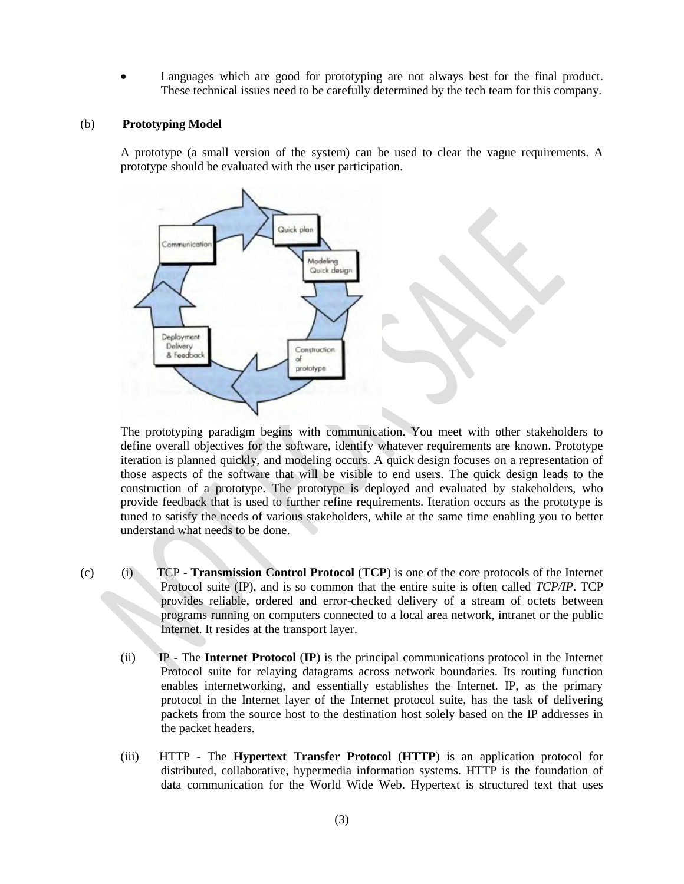- Languages which are good for prototyping are not always best for the final product. These technical issues need to be carefully determined by the tech team for this company.

(b) **Prototyping Model**

A prototype (a small version of the system) can be used to clear the vague requirements. A prototype should be evaluated with the user participation.

The prototyping paradigm begins with communication. You meet with other stakeholders to define overall objectives for the software, identify whatever requirements are known. Prototype iteration is planned quickly, and modeling occurs. A quick design focuses on a representation of those aspects of the software that will be visible to end users. The quick design leads to the construction of a prototype. The prototype is deployed and evaluated by stakeholders, who provide feedback that is used to further refine requirements. Iteration occurs as the prototype is tuned to satisfy the needs of various stakeholders, while at the same time enabling you to better understand what needs to be done.

(c) (i) TCP - **Transmission Control Protocol** (**TCP**) is one of the core protocols of the Internet Protocol suite (IP), and is so common that the entire suite is often called *TCP/IP*. TCP provides reliable, ordered and error-checked delivery of a stream of octets between programs running on computers connected to a local area network, intranet or the public Internet. It resides at the transport layer.

(ii) IP - The **Internet Protocol** (**IP**) is the principal communications protocol in the Internet Protocol suite for relaying datagrams across network boundaries. Its routing function enables internetworking, and essentially establishes the Internet. IP, as the primary protocol in the Internet layer of the Internet protocol suite, has the task of delivering packets from the source host to the destination host solely based on the IP addresses in the packet headers.

(iii) HTTP - The **Hypertext Transfer Protocol** (**HTTP**) is an application protocol for distributed, collaborative, hypermedia information systems. HTTP is the foundation of data communication for the World Wide Web. Hypertext is structured text that uses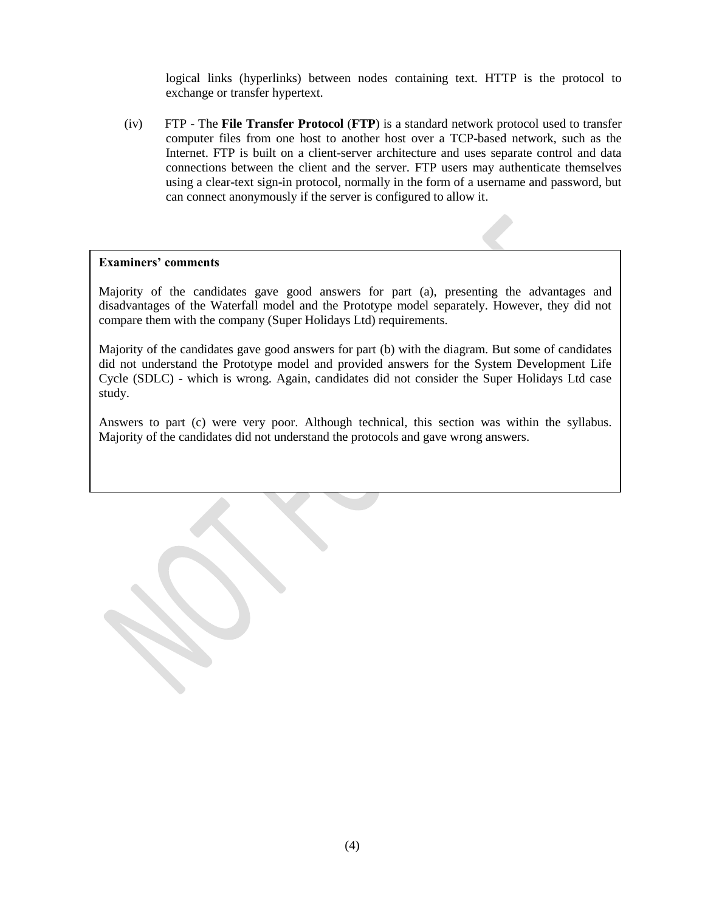logical links (hyperlinks) between nodes containing text. HTTP is the protocol to exchange or transfer hypertext.

(iv) FTP - The **File Transfer Protocol** (**FTP**) is a standard network protocol used to transfer computer files from one host to another host over a TCP-based network, such as the Internet. FTP is built on a client-server architecture and uses separate control and data connections between the client and the server. FTP users may authenticate themselves using a clear-text sign-in protocol, normally in the form of a username and password, but can connect anonymously if the server is configured to allow it.

**Examiners' comments**

Majority of the candidates gave good answers for part (a), presenting the advantages and disadvantages of the Waterfall model and the Prototype model separately. However, they did not compare them with the company (Super Holidays Ltd) requirements.

Majority of the candidates gave good answers for part (b) with the diagram. But some of candidates did not understand the Prototype model and provided answers for the System Development Life Cycle (SDLC) - which is wrong. Again, candidates did not consider the Super Holidays Ltd case study.

Answers to part (c) were very poor. Although technical, this section was within the syllabus. Majority of the candidates did not understand the protocols and gave wrong answers.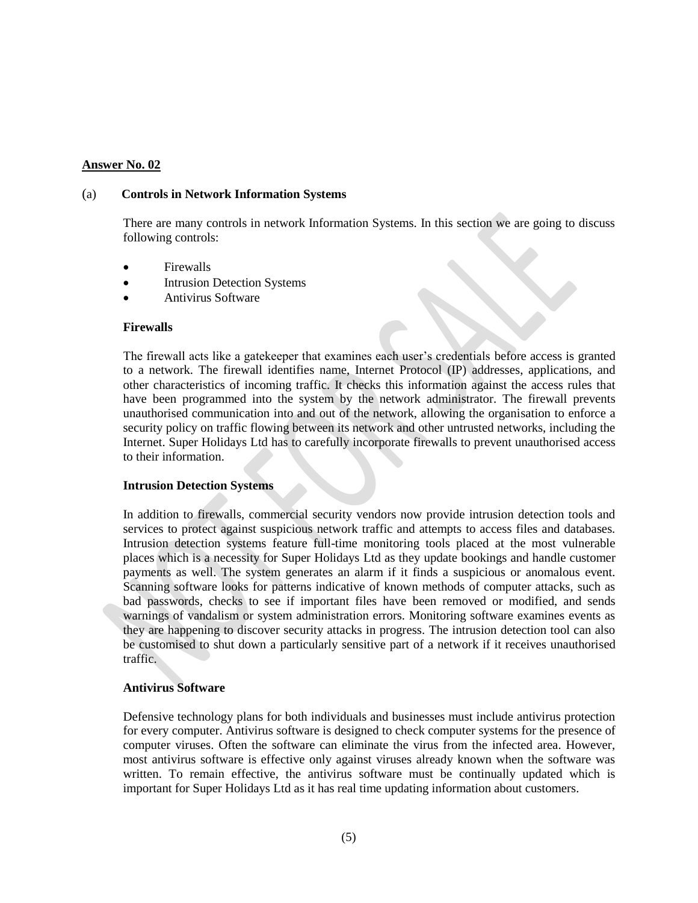**Answer No. 02**

(a) **Controls in Network Information Systems**

There are many controls in network Information Systems. In this section we are going to discuss following controls:

- Firewalls
- Intrusion Detection Systems
- Antivirus Software

**Firewalls**

The firewall acts like a gatekeeper that examines each user's credentials before access is granted to a network. The firewall identifies name, Internet Protocol (IP) addresses, applications, and other characteristics of incoming traffic. It checks this information against the access rules that have been programmed into the system by the network administrator. The firewall prevents unauthorised communication into and out of the network, allowing the organisation to enforce a security policy on traffic flowing between its network and other untrusted networks, including the Internet. Super Holidays Ltd has to carefully incorporate firewalls to prevent unauthorised access to their information.

**Intrusion Detection Systems**

In addition to firewalls, commercial security vendors now provide intrusion detection tools and services to protect against suspicious network traffic and attempts to access files and databases. Intrusion detection systems feature full-time monitoring tools placed at the most vulnerable places which is a necessity for Super Holidays Ltd as they update bookings and handle customer payments as well. The system generates an alarm if it finds a suspicious or anomalous event. Scanning software looks for patterns indicative of known methods of computer attacks, such as bad passwords, checks to see if important files have been removed or modified, and sends warnings of vandalism or system administration errors. Monitoring software examines events as they are happening to discover security attacks in progress. The intrusion detection tool can also be customised to shut down a particularly sensitive part of a network if it receives unauthorised traffic.

**Antivirus Software**

Defensive technology plans for both individuals and businesses must include antivirus protection for every computer. Antivirus software is designed to check computer systems for the presence of computer viruses. Often the software can eliminate the virus from the infected area. However, most antivirus software is effective only against viruses already known when the software was written. To remain effective, the antivirus software must be continually updated which is important for Super Holidays Ltd as it has real time updating information about customers.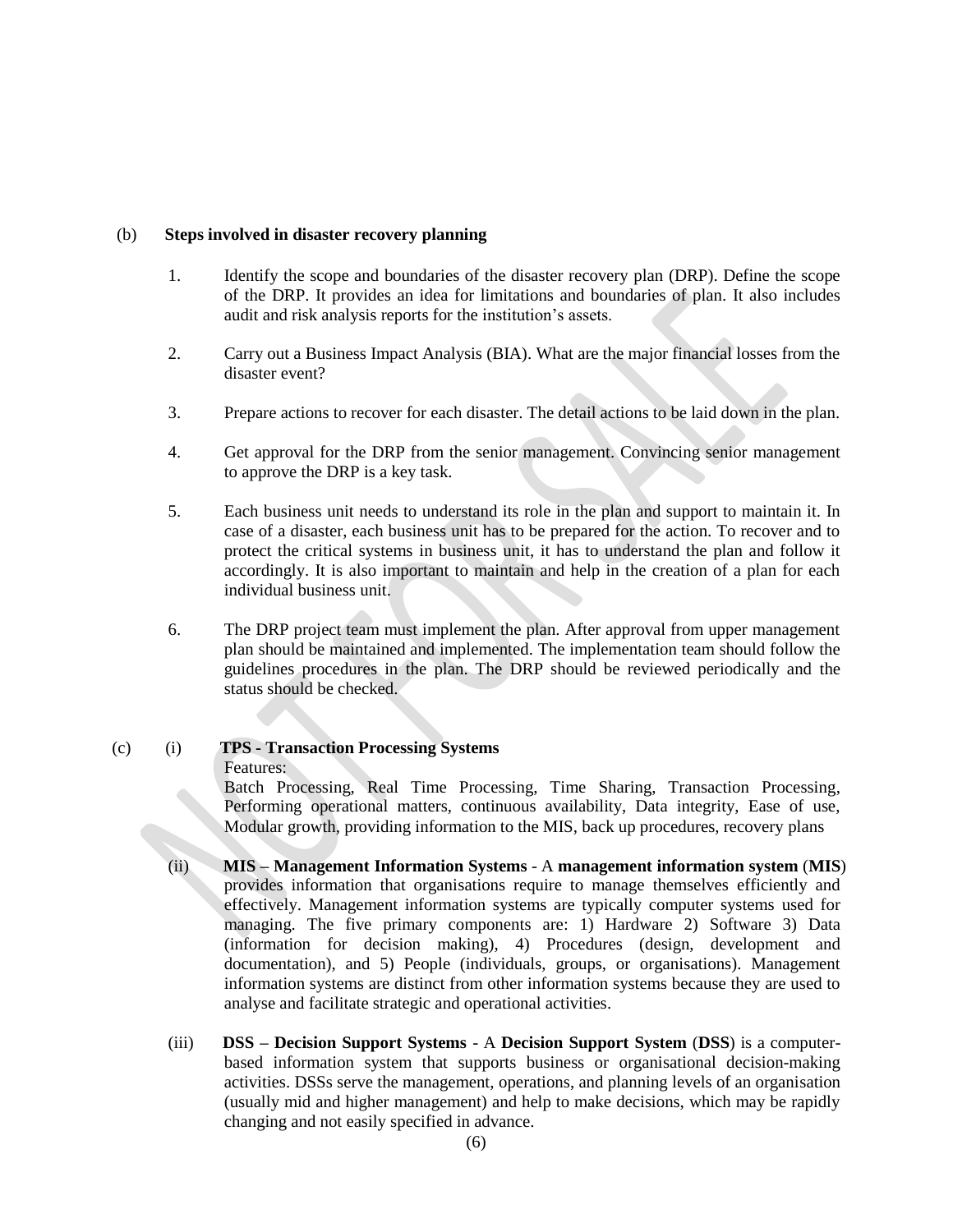(b) **Steps involved in disaster recovery planning**

1. Identify the scope and boundaries of the disaster recovery plan (DRP). Define the scope of the DRP. It provides an idea for limitations and boundaries of plan. It also includes audit and risk analysis reports for the institution's assets.

2. Carry out a Business Impact Analysis (BIA). What are the major financial losses from the disaster event?

3. Prepare actions to recover for each disaster. The detail actions to be laid down in the plan.

4. Get approval for the DRP from the senior management. Convincing senior management to approve the DRP is a key task.

5. Each business unit needs to understand its role in the plan and support to maintain it. In case of a disaster, each business unit has to be prepared for the action. To recover and to protect the critical systems in business unit, it has to understand the plan and follow it accordingly. It is also important to maintain and help in the creation of a plan for each individual business unit.

6. The DRP project team must implement the plan. After approval from upper management plan should be maintained and implemented. The implementation team should follow the guidelines procedures in the plan. The DRP should be reviewed periodically and the status should be checked.

(c) (i) **TPS - Transaction Processing Systems**

Features:

Batch Processing, Real Time Processing, Time Sharing, Transaction Processing, Performing operational matters, continuous availability, Data integrity, Ease of use, Modular growth, providing information to the MIS, back up procedures, recovery plans

(ii) **MIS – Management Information Systems** - A **management information system** (**MIS**) provides information that organisations require to manage themselves efficiently and effectively. Management information systems are typically computer systems used for managing. The five primary components are: 1) Hardware 2) Software 3) Data (information for decision making), 4) Procedures (design, development and documentation), and 5) People (individuals, groups, or organisations). Management information systems are distinct from other information systems because they are used to analyse and facilitate strategic and operational activities.

(iii) **DSS – Decision Support Systems** - A **Decision Support System** (**DSS**) is a computer-based information system that supports business or organisational decision-making activities. DSSs serve the management, operations, and planning levels of an organisation (usually mid and higher management) and help to make decisions, which may be rapidly changing and not easily specified in advance.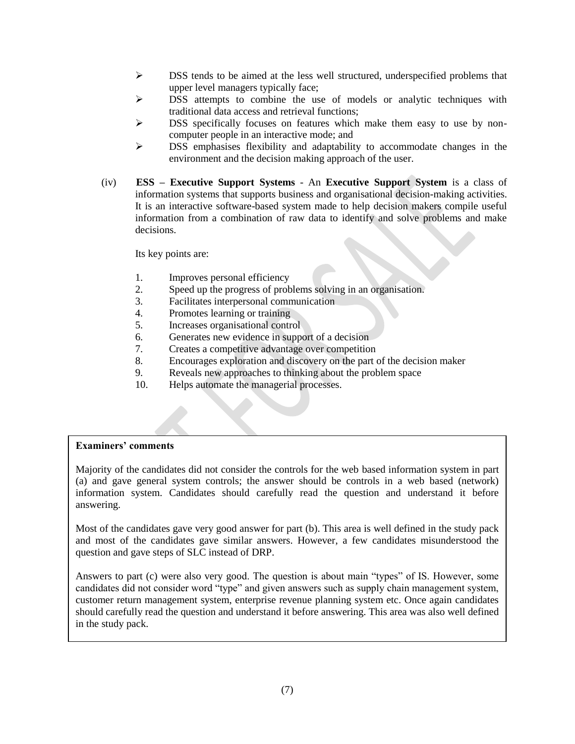- DSS tends to be aimed at the less well structured, underspecified problems that upper level managers typically face;
- DSS attempts to combine the use of models or analytic techniques with traditional data access and retrieval functions;
- DSS specifically focuses on features which make them easy to use by non-computer people in an interactive mode; and
- DSS emphasises flexibility and adaptability to accommodate changes in the environment and the decision making approach of the user.

(iv) **ESS – Executive Support Systems** - An **Executive Support System** is a class of information systems that supports business and organisational decision-making activities. It is an interactive software-based system made to help decision makers compile useful information from a combination of raw data to identify and solve problems and make decisions.

Its key points are:

1. Improves personal efficiency
2. Speed up the progress of problems solving in an organisation.
3. Facilitates interpersonal communication
4. Promotes learning or training
5. Increases organisational control
6. Generates new evidence in support of a decision
7. Creates a competitive advantage over competition
8. Encourages exploration and discovery on the part of the decision maker
9. Reveals new approaches to thinking about the problem space
10. Helps automate the managerial processes.

**Examiners' comments**

Majority of the candidates did not consider the controls for the web based information system in part (a) and gave general system controls; the answer should be controls in a web based (network) information system. Candidates should carefully read the question and understand it before answering.

Most of the candidates gave very good answer for part (b). This area is well defined in the study pack and most of the candidates gave similar answers. However, a few candidates misunderstood the question and gave steps of SLC instead of DRP.

Answers to part (c) were also very good. The question is about main "types" of IS. However, some candidates did not consider word "type" and given answers such as supply chain management system, customer return management system, enterprise revenue planning system etc. Once again candidates should carefully read the question and understand it before answering. This area was also well defined in the study pack.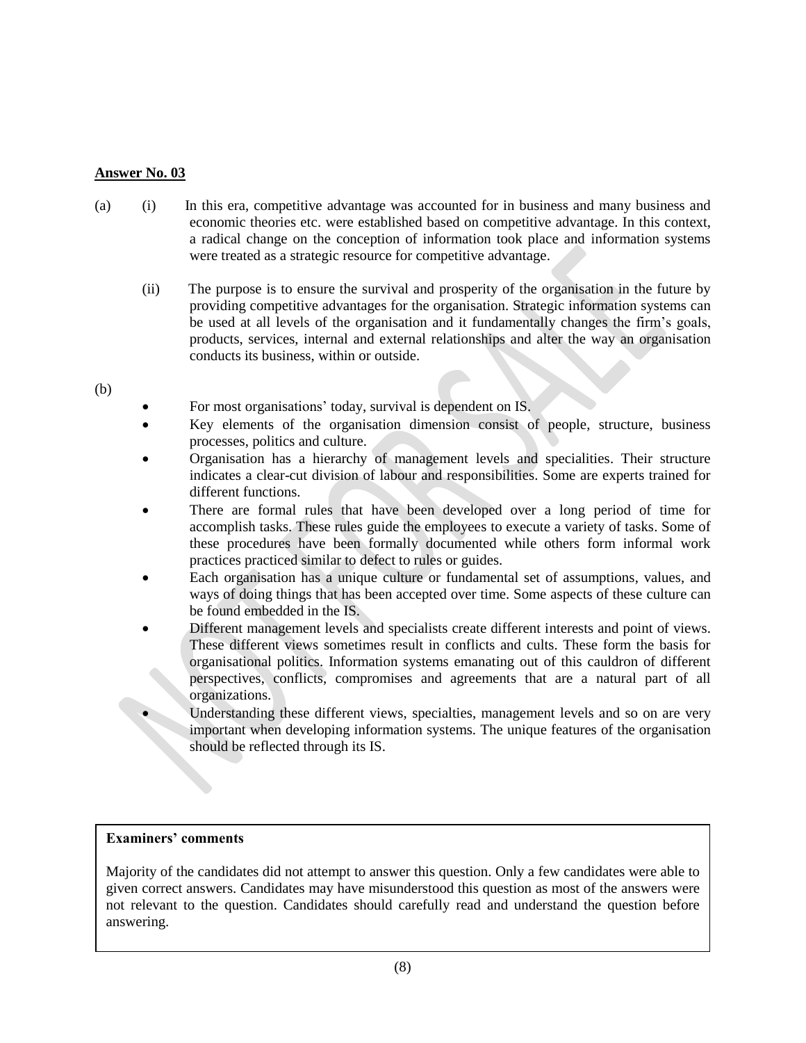**Answer No. 03**

(a) (i) In this era, competitive advantage was accounted for in business and many business and economic theories etc. were established based on competitive advantage. In this context, a radical change on the conception of information took place and information systems were treated as a strategic resource for competitive advantage.

(ii) The purpose is to ensure the survival and prosperity of the organisation in the future by providing competitive advantages for the organisation. Strategic information systems can be used at all levels of the organisation and it fundamentally changes the firm's goals, products, services, internal and external relationships and alter the way an organisation conducts its business, within or outside.

(b)

- For most organisations' today, survival is dependent on IS.
- Key elements of the organisation dimension consist of people, structure, business processes, politics and culture.
- Organisation has a hierarchy of management levels and specialities. Their structure indicates a clear-cut division of labour and responsibilities. Some are experts trained for different functions.
- There are formal rules that have been developed over a long period of time for accomplish tasks. These rules guide the employees to execute a variety of tasks. Some of these procedures have been formally documented while others form informal work practices practiced similar to defect to rules or guides.
- Each organisation has a unique culture or fundamental set of assumptions, values, and ways of doing things that has been accepted over time. Some aspects of these culture can be found embedded in the IS.
- Different management levels and specialists create different interests and point of views. These different views sometimes result in conflicts and cults. These form the basis for organisational politics. Information systems emanating out of this cauldron of different perspectives, conflicts, compromises and agreements that are a natural part of all organizations.
- Understanding these different views, specialties, management levels and so on are very important when developing information systems. The unique features of the organisation should be reflected through its IS.

**Examiners' comments**

Majority of the candidates did not attempt to answer this question. Only a few candidates were able to given correct answers. Candidates may have misunderstood this question as most of the answers were not relevant to the question. Candidates should carefully read and understand the question before answering.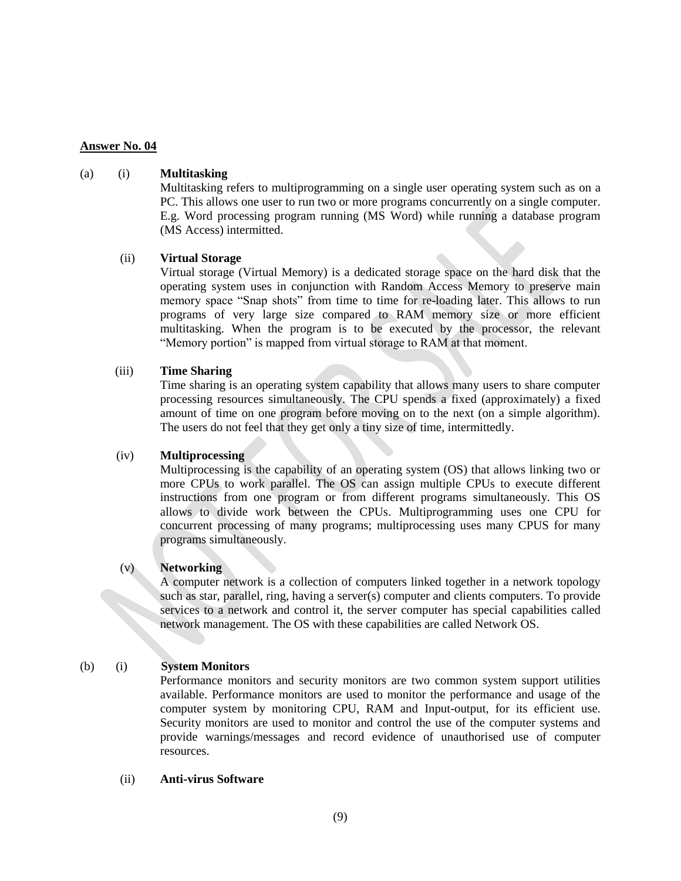**Answer No. 04**

(a) (i) **Multitasking**

Multitasking refers to multiprogramming on a single user operating system such as on a PC. This allows one user to run two or more programs concurrently on a single computer. E.g. Word processing program running (MS Word) while running a database program (MS Access) intermitted.

(ii) **Virtual Storage**

Virtual storage (Virtual Memory) is a dedicated storage space on the hard disk that the operating system uses in conjunction with Random Access Memory to preserve main memory space "Snap shots" from time to time for re-loading later. This allows to run programs of very large size compared to RAM memory size or more efficient multitasking. When the program is to be executed by the processor, the relevant "Memory portion" is mapped from virtual storage to RAM at that moment.

(iii) **Time Sharing**

Time sharing is an operating system capability that allows many users to share computer processing resources simultaneously. The CPU spends a fixed (approximately) a fixed amount of time on one program before moving on to the next (on a simple algorithm). The users do not feel that they get only a tiny size of time, intermittedly.

(iv) **Multiprocessing**

Multiprocessing is the capability of an operating system (OS) that allows linking two or more CPUs to work parallel. The OS can assign multiple CPUs to execute different instructions from one program or from different programs simultaneously. This OS allows to divide work between the CPUs. Multiprogramming uses one CPU for concurrent processing of many programs; multiprocessing uses many CPUS for many programs simultaneously.

(v) **Networking**

A computer network is a collection of computers linked together in a network topology such as star, parallel, ring, having a server(s) computer and clients computers. To provide services to a network and control it, the server computer has special capabilities called network management. The OS with these capabilities are called Network OS.

(b) (i) **System Monitors**

Performance monitors and security monitors are two common system support utilities available. Performance monitors are used to monitor the performance and usage of the computer system by monitoring CPU, RAM and Input-output, for its efficient use. Security monitors are used to monitor and control the use of the computer systems and provide warnings/messages and record evidence of unauthorised use of computer resources.

(ii) **Anti-virus Software**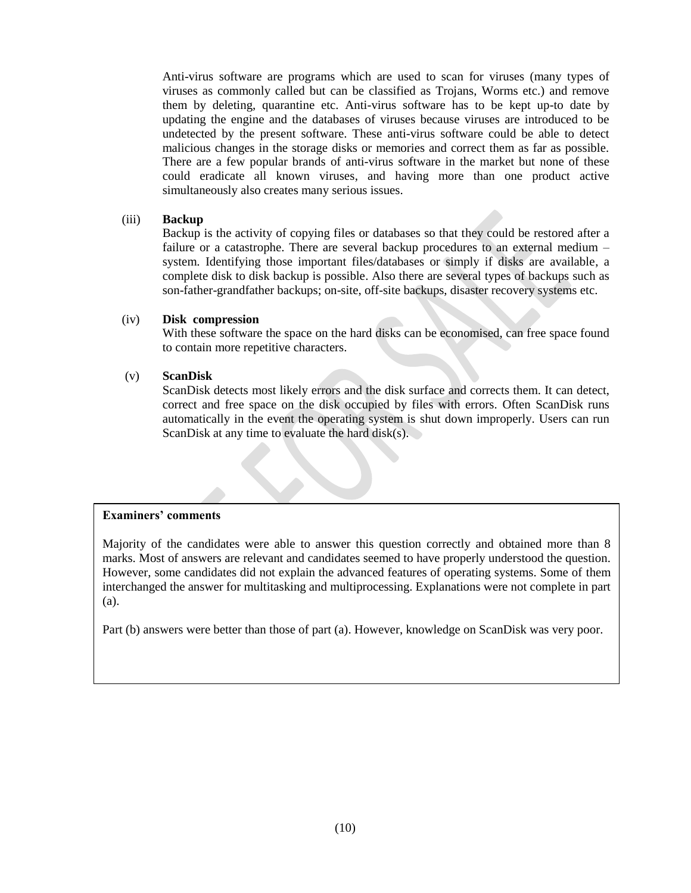Anti-virus software are programs which are used to scan for viruses (many types of viruses as commonly called but can be classified as Trojans, Worms etc.) and remove them by deleting, quarantine etc. Anti-virus software has to be kept up-to date by updating the engine and the databases of viruses because viruses are introduced to be undetected by the present software. These anti-virus software could be able to detect malicious changes in the storage disks or memories and correct them as far as possible. There are a few popular brands of anti-virus software in the market but none of these could eradicate all known viruses, and having more than one product active simultaneously also creates many serious issues.

(iii) **Backup**

Backup is the activity of copying files or databases so that they could be restored after a failure or a catastrophe. There are several backup procedures to an external medium – system. Identifying those important files/databases or simply if disks are available, a complete disk to disk backup is possible. Also there are several types of backups such as son-father-grandfather backups; on-site, off-site backups, disaster recovery systems etc.

(iv) **Disk compression**

With these software the space on the hard disks can be economised, can free space found to contain more repetitive characters.

(v) **ScanDisk**

ScanDisk detects most likely errors and the disk surface and corrects them. It can detect, correct and free space on the disk occupied by files with errors. Often ScanDisk runs automatically in the event the operating system is shut down improperly. Users can run ScanDisk at any time to evaluate the hard disk(s).

**Examiners' comments**

Majority of the candidates were able to answer this question correctly and obtained more than 8 marks. Most of answers are relevant and candidates seemed to have properly understood the question. However, some candidates did not explain the advanced features of operating systems. Some of them interchanged the answer for multitasking and multiprocessing. Explanations were not complete in part (a).

Part (b) answers were better than those of part (a). However, knowledge on ScanDisk was very poor.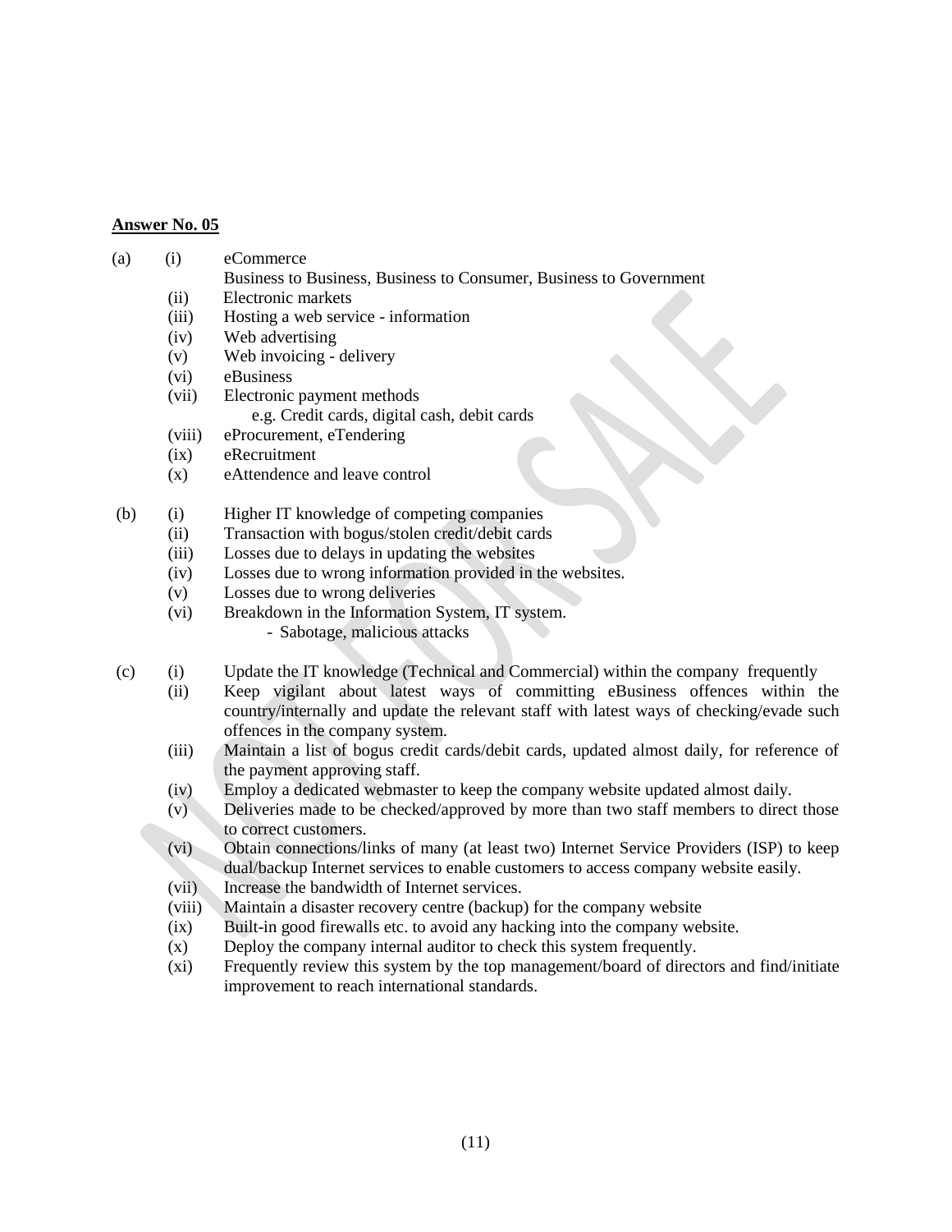**Answer No. 05**

(a)

- (i) eCommerce

  Business to Business, Business to Consumer, Business to Government
- (ii) Electronic markets
- (iii) Hosting a web service - information
- (iv) Web advertising
- (v) Web invoicing - delivery
- (vi) eBusiness
- (vii) Electronic payment methods

  e.g. Credit cards, digital cash, debit cards
- (viii) eProcurement, eTendering
- (ix) eRecruitment
- (x) eAttendence and leave control

(b)

- (i) Higher IT knowledge of competing companies
- (ii) Transaction with bogus/stolen credit/debit cards
- (iii) Losses due to delays in updating the websites
- (iv) Losses due to wrong information provided in the websites.
- (v) Losses due to wrong deliveries
- (vi) Breakdown in the Information System, IT system.
  - Sabotage, malicious attacks

(c)

- (i) Update the IT knowledge (Technical and Commercial) within the company frequently
- (ii) Keep vigilant about latest ways of committing eBusiness offences within the country/internally and update the relevant staff with latest ways of checking/evade such offences in the company system.
- (iii) Maintain a list of bogus credit cards/debit cards, updated almost daily, for reference of the payment approving staff.
- (iv) Employ a dedicated webmaster to keep the company website updated almost daily.
- (v) Deliveries made to be checked/approved by more than two staff members to direct those to correct customers.
- (vi) Obtain connections/links of many (at least two) Internet Service Providers (ISP) to keep dual/backup Internet services to enable customers to access company website easily.
- (vii) Increase the bandwidth of Internet services.
- (viii) Maintain a disaster recovery centre (backup) for the company website
- (ix) Built-in good firewalls etc. to avoid any hacking into the company website.
- (x) Deploy the company internal auditor to check this system frequently.
- (xi) Frequently review this system by the top management/board of directors and find/initiate improvement to reach international standards.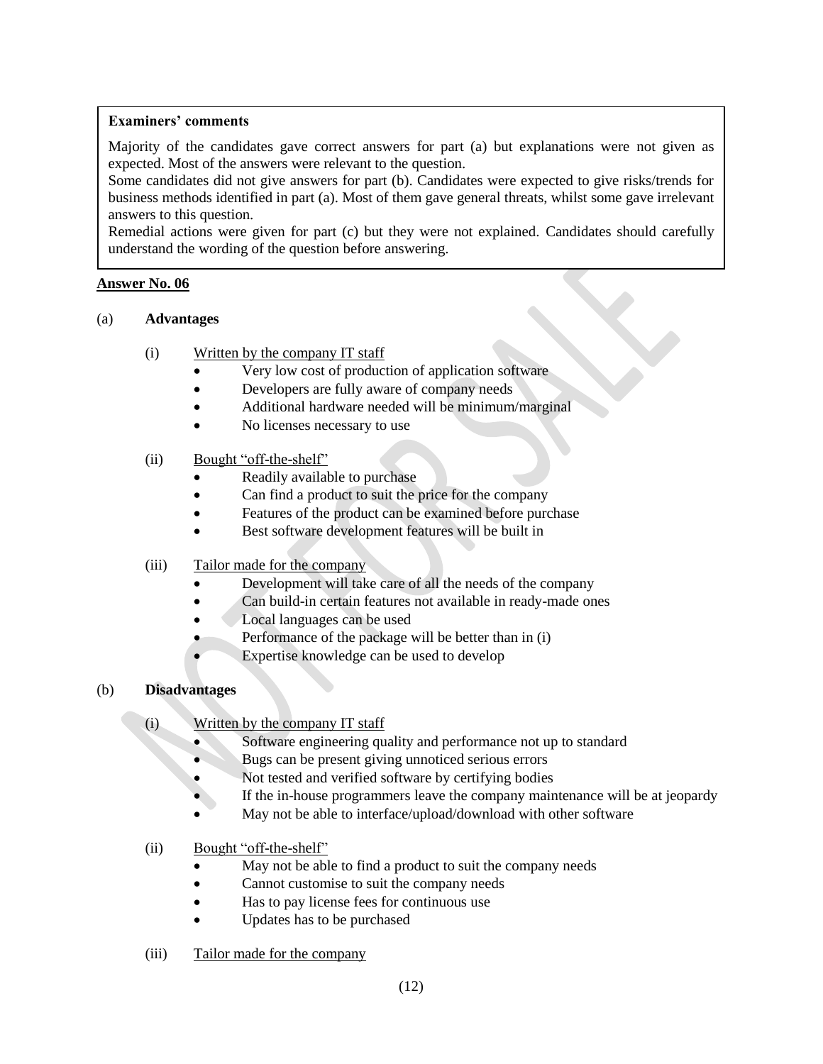**Examiners' comments**

Majority of the candidates gave correct answers for part (a) but explanations were not given as expected. Most of the answers were relevant to the question.
Some candidates did not give answers for part (b). Candidates were expected to give risks/trends for business methods identified in part (a). Most of them gave general threats, whilst some gave irrelevant answers to this question.
Remedial actions were given for part (c) but they were not explained. Candidates should carefully understand the wording of the question before answering.

## Answer No. 06

(a) **Advantages**

(i) Written by the company IT staff

- Very low cost of production of application software
- Developers are fully aware of company needs
- Additional hardware needed will be minimum/marginal
- No licenses necessary to use

(ii) Bought "off-the-shelf"

- Readily available to purchase
- Can find a product to suit the price for the company
- Features of the product can be examined before purchase
- Best software development features will be built in

(iii) Tailor made for the company

- Development will take care of all the needs of the company
- Can build-in certain features not available in ready-made ones
- Local languages can be used
- Performance of the package will be better than in (i)
- Expertise knowledge can be used to develop

(b) **Disadvantages**

(i) Written by the company IT staff

- Software engineering quality and performance not up to standard
- Bugs can be present giving unnoticed serious errors
- Not tested and verified software by certifying bodies
- If the in-house programmers leave the company maintenance will be at jeopardy
- May not be able to interface/upload/download with other software

(ii) Bought "off-the-shelf"

- May not be able to find a product to suit the company needs
- Cannot customise to suit the company needs
- Has to pay license fees for continuous use
- Updates has to be purchased

(iii) Tailor made for the company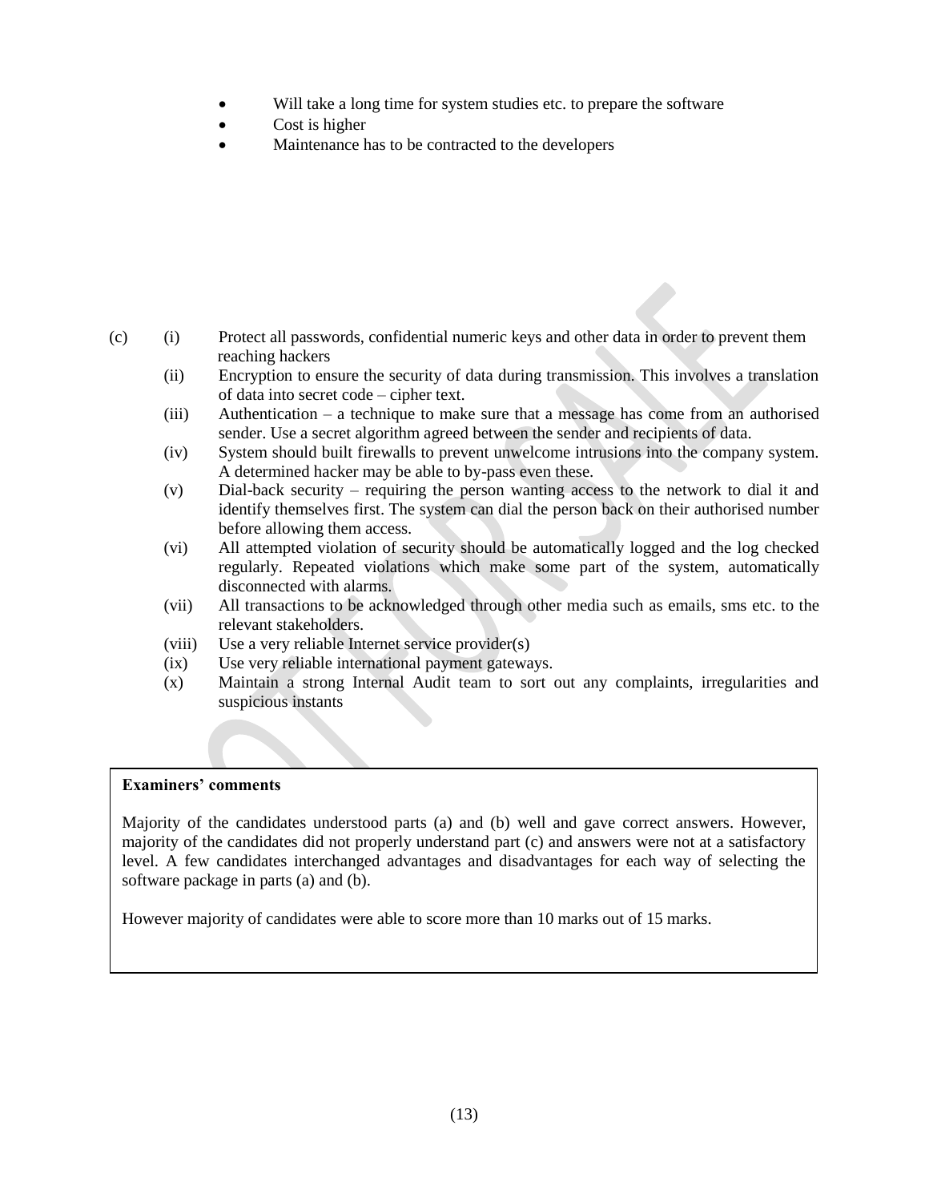- Will take a long time for system studies etc. to prepare the software
- Cost is higher
- Maintenance has to be contracted to the developers

(c)

(i) Protect all passwords, confidential numeric keys and other data in order to prevent them reaching hackers

(ii) Encryption to ensure the security of data during transmission. This involves a translation of data into secret code – cipher text.

(iii) Authentication – a technique to make sure that a message has come from an authorised sender. Use a secret algorithm agreed between the sender and recipients of data.

(iv) System should built firewalls to prevent unwelcome intrusions into the company system. A determined hacker may be able to by-pass even these.

(v) Dial-back security – requiring the person wanting access to the network to dial it and identify themselves first. The system can dial the person back on their authorised number before allowing them access.

(vi) All attempted violation of security should be automatically logged and the log checked regularly. Repeated violations which make some part of the system, automatically disconnected with alarms.

(vii) All transactions to be acknowledged through other media such as emails, sms etc. to the relevant stakeholders.

(viii) Use a very reliable Internet service provider(s)

(ix) Use very reliable international payment gateways.

(x) Maintain a strong Internal Audit team to sort out any complaints, irregularities and suspicious instants

**Examiners' comments**

Majority of the candidates understood parts (a) and (b) well and gave correct answers. However, majority of the candidates did not properly understand part (c) and answers were not at a satisfactory level. A few candidates interchanged advantages and disadvantages for each way of selecting the software package in parts (a) and (b).

However majority of candidates were able to score more than 10 marks out of 15 marks.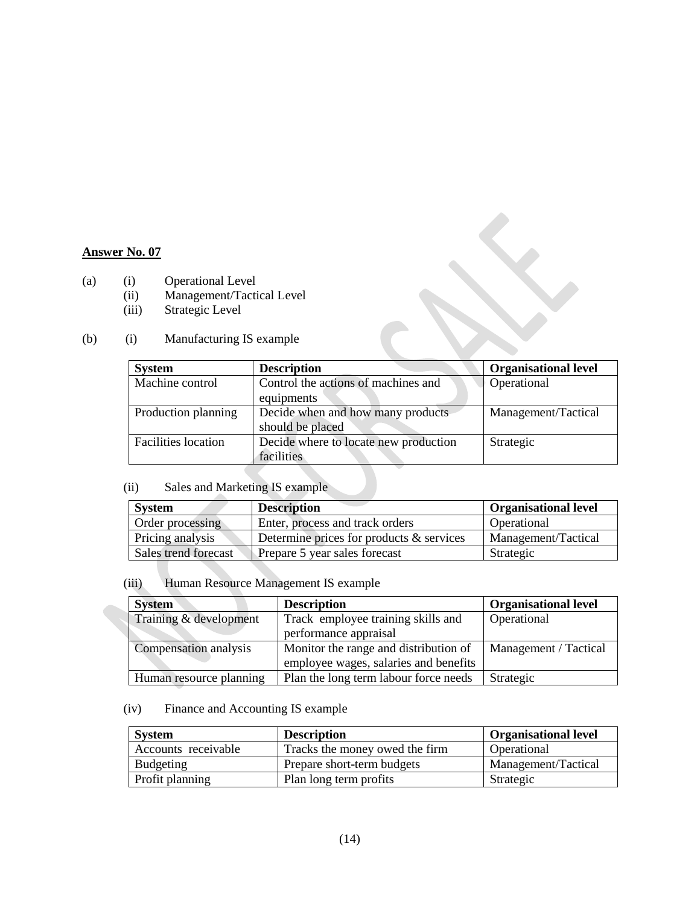**Answer No. 07**

(a) (i) Operational Level
(ii) Management/Tactical Level
(iii) Strategic Level

(b) (i) Manufacturing IS example

| System | Description | Organisational level |
|---|---|---|
| Machine control | Control the actions of machines and equipments | Operational |
| Production planning | Decide when and how many products should be placed | Management/Tactical |
| Facilities location | Decide where to locate new production facilities | Strategic |

(ii) Sales and Marketing IS example

| System | Description | Organisational level |
|---|---|---|
| Order processing | Enter, process and track orders | Operational |
| Pricing analysis | Determine prices for products & services | Management/Tactical |
| Sales trend forecast | Prepare 5 year sales forecast | Strategic |

(iii) Human Resource Management IS example

| System | Description | Organisational level |
|---|---|---|
| Training & development | Track employee training skills and performance appraisal | Operational |
| Compensation analysis | Monitor the range and distribution of employee wages, salaries and benefits | Management / Tactical |
| Human resource planning | Plan the long term labour force needs | Strategic |

(iv) Finance and Accounting IS example

| System | Description | Organisational level |
|---|---|---|
| Accounts receivable | Tracks the money owed the firm | Operational |
| Budgeting | Prepare short-term budgets | Management/Tactical |
| Profit planning | Plan long term profits | Strategic |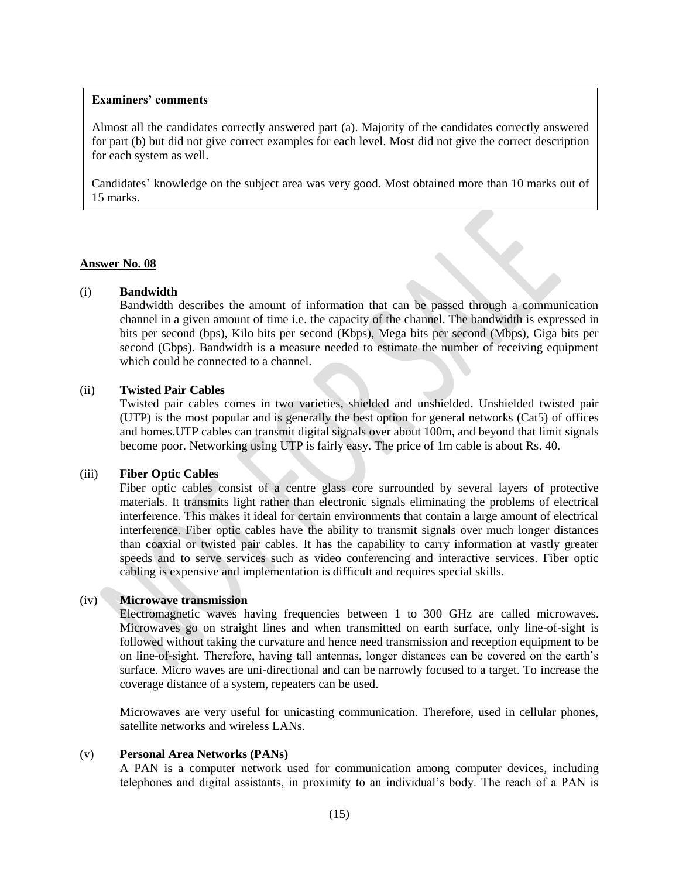**Examiners' comments**

Almost all the candidates correctly answered part (a). Majority of the candidates correctly answered for part (b) but did not give correct examples for each level. Most did not give the correct description for each system as well.

Candidates' knowledge on the subject area was very good. Most obtained more than 10 marks out of 15 marks.

## Answer No. 08

(i) **Bandwidth**

Bandwidth describes the amount of information that can be passed through a communication channel in a given amount of time i.e. the capacity of the channel. The bandwidth is expressed in bits per second (bps), Kilo bits per second (Kbps), Mega bits per second (Mbps), Giga bits per second (Gbps). Bandwidth is a measure needed to estimate the number of receiving equipment which could be connected to a channel.

(ii) **Twisted Pair Cables**

Twisted pair cables comes in two varieties, shielded and unshielded. Unshielded twisted pair (UTP) is the most popular and is generally the best option for general networks (Cat5) of offices and homes.UTP cables can transmit digital signals over about 100m, and beyond that limit signals become poor. Networking using UTP is fairly easy. The price of 1m cable is about Rs. 40.

(iii) **Fiber Optic Cables**

Fiber optic cables consist of a centre glass core surrounded by several layers of protective materials. It transmits light rather than electronic signals eliminating the problems of electrical interference. This makes it ideal for certain environments that contain a large amount of electrical interference. Fiber optic cables have the ability to transmit signals over much longer distances than coaxial or twisted pair cables. It has the capability to carry information at vastly greater speeds and to serve services such as video conferencing and interactive services. Fiber optic cabling is expensive and implementation is difficult and requires special skills.

(iv) **Microwave transmission**

Electromagnetic waves having frequencies between 1 to 300 GHz are called microwaves. Microwaves go on straight lines and when transmitted on earth surface, only line-of-sight is followed without taking the curvature and hence need transmission and reception equipment to be on line-of-sight. Therefore, having tall antennas, longer distances can be covered on the earth's surface. Micro waves are uni-directional and can be narrowly focused to a target. To increase the coverage distance of a system, repeaters can be used.

Microwaves are very useful for unicasting communication. Therefore, used in cellular phones, satellite networks and wireless LANs.

(v) **Personal Area Networks (PANs)**

A PAN is a computer network used for communication among computer devices, including telephones and digital assistants, in proximity to an individual's body. The reach of a PAN is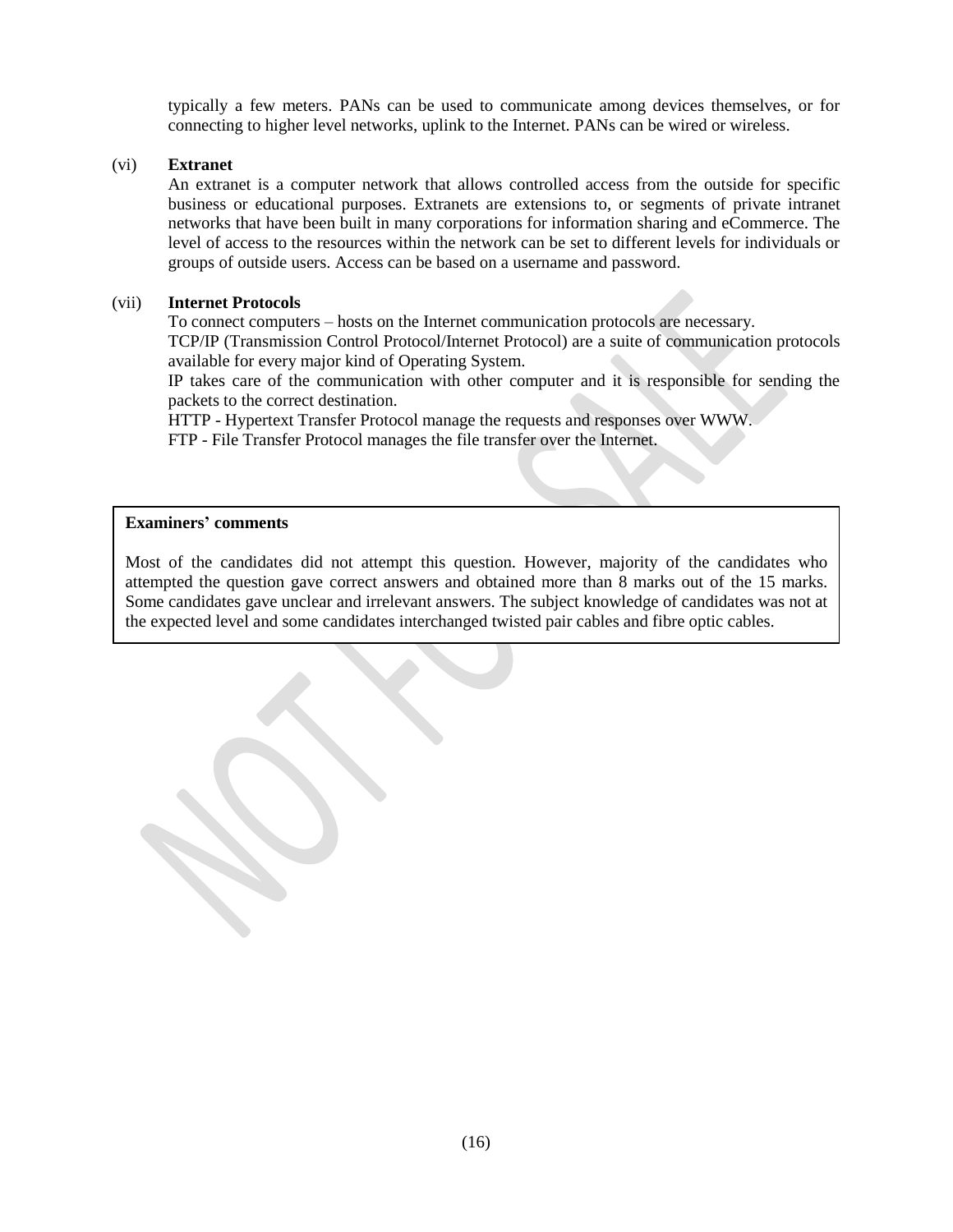typically a few meters. PANs can be used to communicate among devices themselves, or for connecting to higher level networks, uplink to the Internet. PANs can be wired or wireless.

(vi) **Extranet**

An extranet is a computer network that allows controlled access from the outside for specific business or educational purposes. Extranets are extensions to, or segments of private intranet networks that have been built in many corporations for information sharing and eCommerce. The level of access to the resources within the network can be set to different levels for individuals or groups of outside users. Access can be based on a username and password.

(vii) **Internet Protocols**

To connect computers – hosts on the Internet communication protocols are necessary.

TCP/IP (Transmission Control Protocol/Internet Protocol) are a suite of communication protocols available for every major kind of Operating System.

IP takes care of the communication with other computer and it is responsible for sending the packets to the correct destination.

HTTP - Hypertext Transfer Protocol manage the requests and responses over WWW.

FTP - File Transfer Protocol manages the file transfer over the Internet.

**Examiners' comments**

Most of the candidates did not attempt this question. However, majority of the candidates who attempted the question gave correct answers and obtained more than 8 marks out of the 15 marks. Some candidates gave unclear and irrelevant answers. The subject knowledge of candidates was not at the expected level and some candidates interchanged twisted pair cables and fibre optic cables.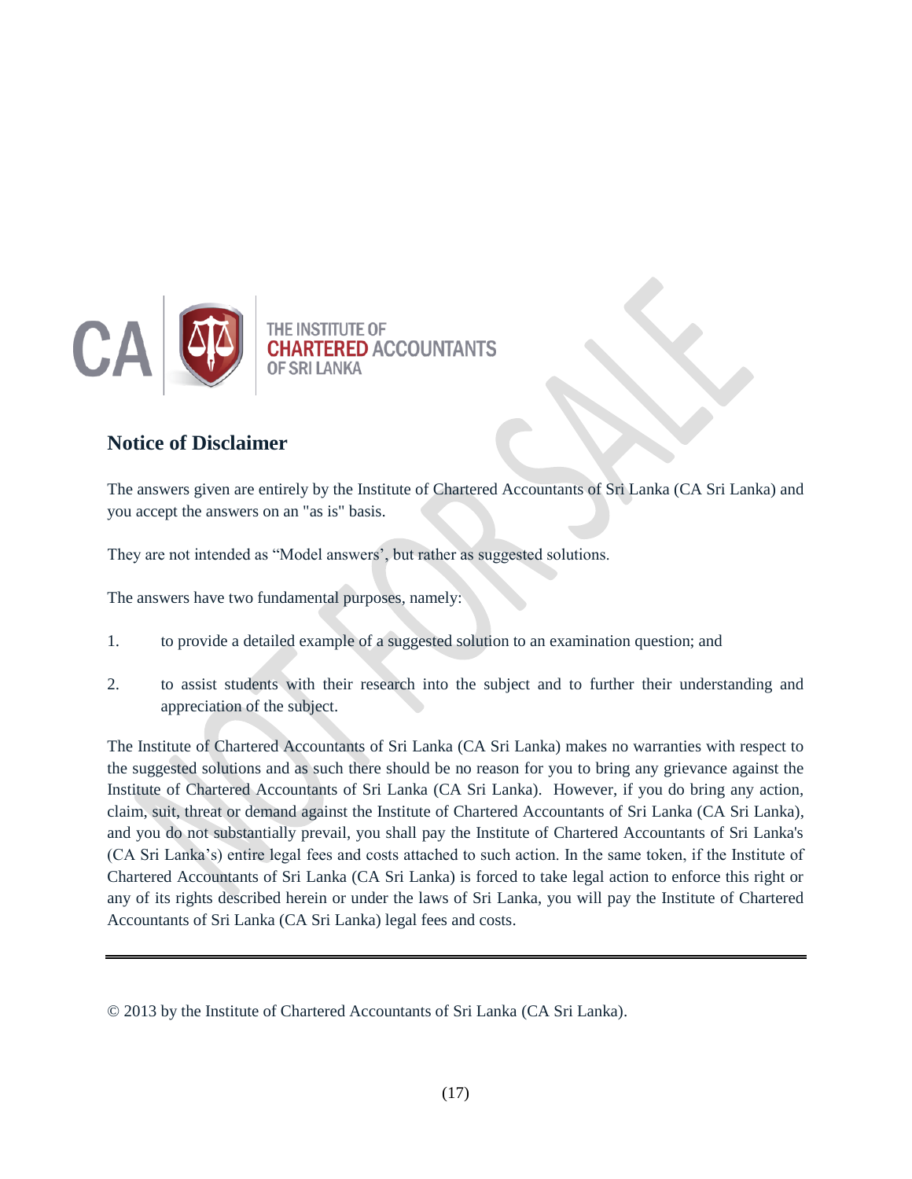THE INSTITUTE OF
CHARTERED ACCOUNTANTS
OF SRI LANKA

## Notice of Disclaimer

The answers given are entirely by the Institute of Chartered Accountants of Sri Lanka (CA Sri Lanka) and you accept the answers on an "as is" basis.

They are not intended as "Model answers', but rather as suggested solutions.

The answers have two fundamental purposes, namely:

1. to provide a detailed example of a suggested solution to an examination question; and

2. to assist students with their research into the subject and to further their understanding and appreciation of the subject.

The Institute of Chartered Accountants of Sri Lanka (CA Sri Lanka) makes no warranties with respect to the suggested solutions and as such there should be no reason for you to bring any grievance against the Institute of Chartered Accountants of Sri Lanka (CA Sri Lanka). However, if you do bring any action, claim, suit, threat or demand against the Institute of Chartered Accountants of Sri Lanka (CA Sri Lanka), and you do not substantially prevail, you shall pay the Institute of Chartered Accountants of Sri Lanka's (CA Sri Lanka's) entire legal fees and costs attached to such action. In the same token, if the Institute of Chartered Accountants of Sri Lanka (CA Sri Lanka) is forced to take legal action to enforce this right or any of its rights described herein or under the laws of Sri Lanka, you will pay the Institute of Chartered Accountants of Sri Lanka (CA Sri Lanka) legal fees and costs.

---

© 2013 by the Institute of Chartered Accountants of Sri Lanka (CA Sri Lanka).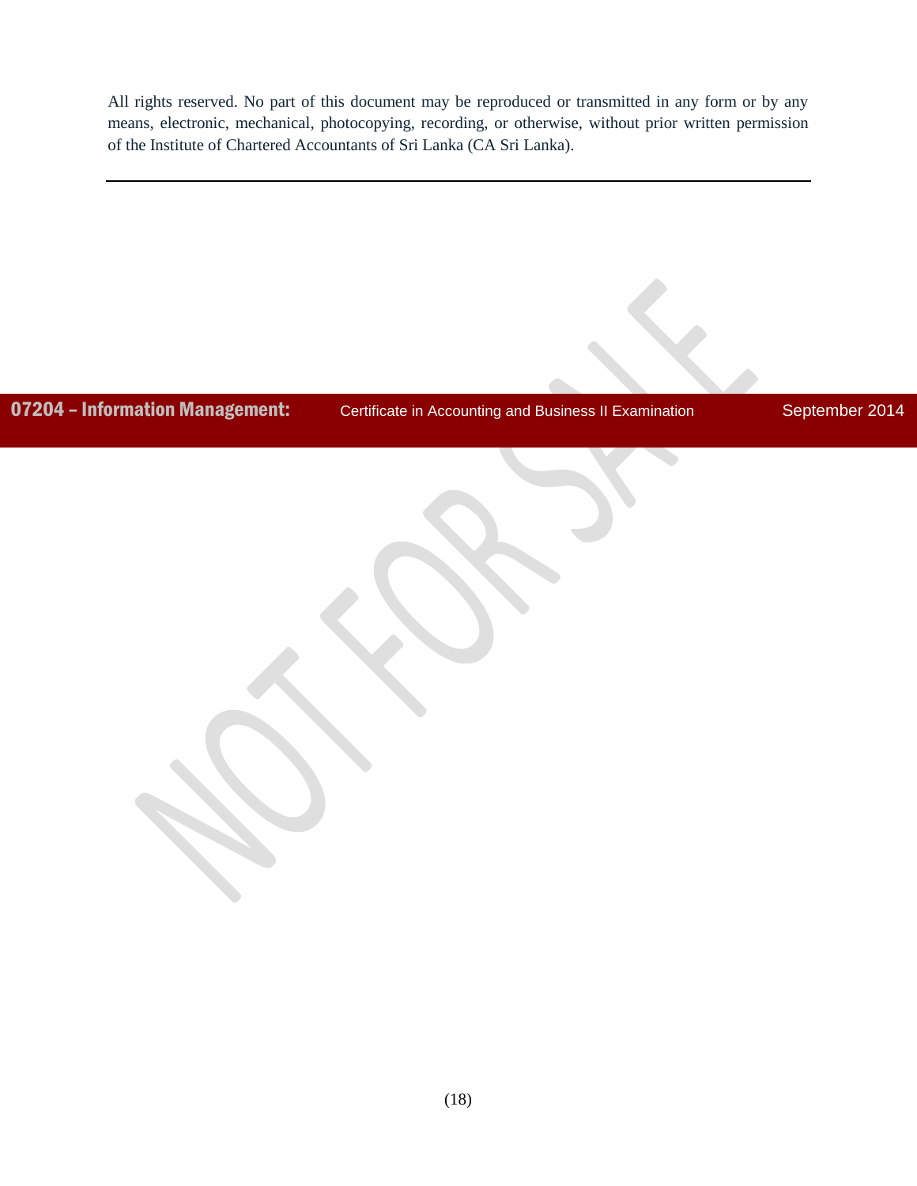All rights reserved. No part of this document may be reproduced or transmitted in any form or by any means, electronic, mechanical, photocopying, recording, or otherwise, without prior written permission of the Institute of Chartered Accountants of Sri Lanka (CA Sri Lanka).

---

**07204 – Information Management:** Certificate in Accounting and Business II Examination September 2014